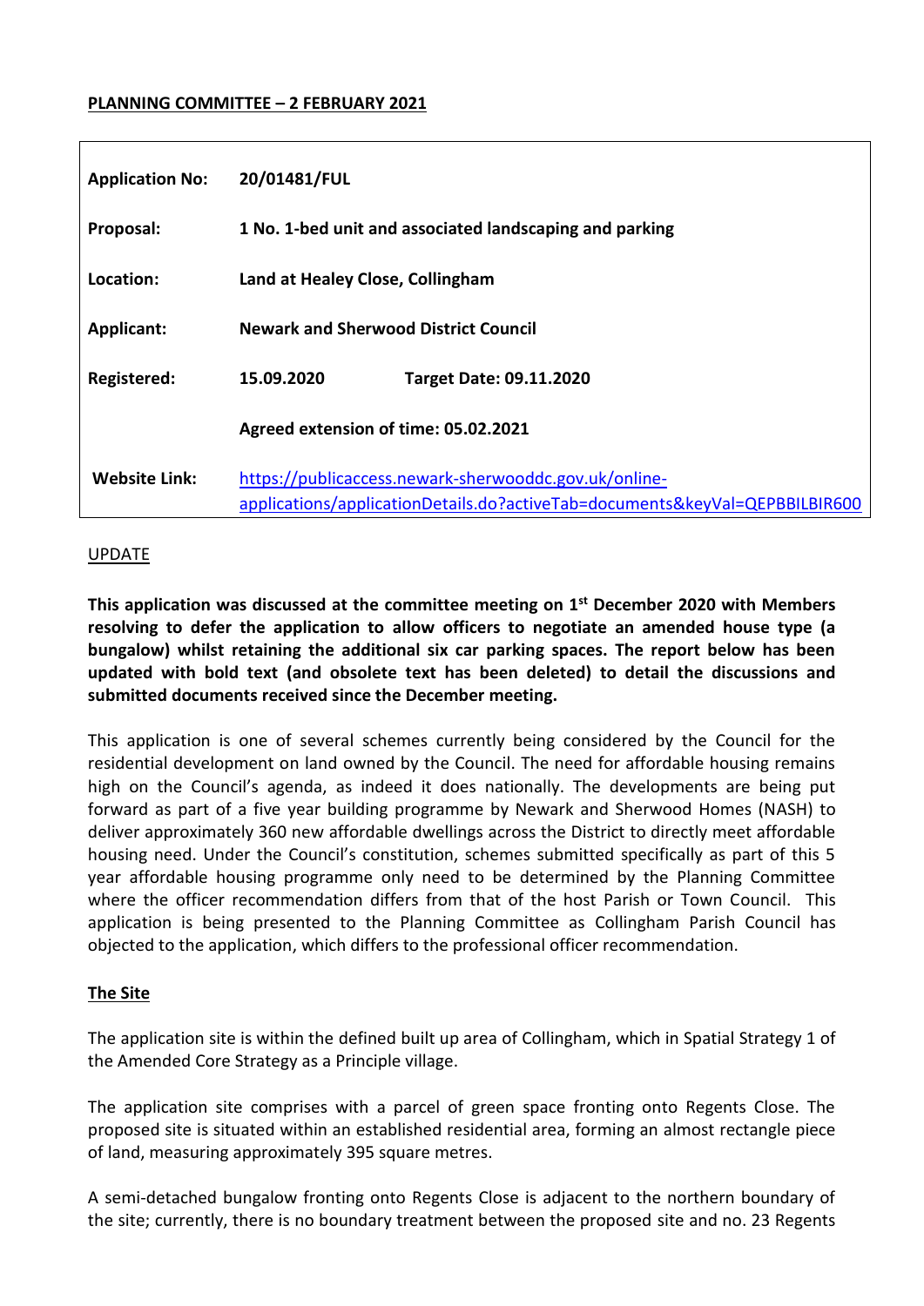**PLANNING COMMITTEE – 2 FEBRUARY 2021**

| | | |
|---|---|---|
| **Application No:** | **20/01481/FUL** | |
| **Proposal:** | **1 No. 1-bed unit and associated landscaping and parking** | |
| **Location:** | **Land at Healey Close, Collingham** | |
| **Applicant:** | **Newark and Sherwood District Council** | |
| **Registered:** | **15.09.2020** | **Target Date: 09.11.2020** |
| | **Agreed extension of time: 05.02.2021** | |
| **Website Link:** | https://publicaccess.newark-sherwooddc.gov.uk/online-applications/applicationDetails.do?activeTab=documents&keyVal=QEPBBILBIR600 | |

UPDATE

**This application was discussed at the committee meeting on 1st December 2020 with Members resolving to defer the application to allow officers to negotiate an amended house type (a bungalow) whilst retaining the additional six car parking spaces. The report below has been updated with bold text (and obsolete text has been deleted) to detail the discussions and submitted documents received since the December meeting.**

This application is one of several schemes currently being considered by the Council for the residential development on land owned by the Council. The need for affordable housing remains high on the Council's agenda, as indeed it does nationally. The developments are being put forward as part of a five year building programme by Newark and Sherwood Homes (NASH) to deliver approximately 360 new affordable dwellings across the District to directly meet affordable housing need. Under the Council's constitution, schemes submitted specifically as part of this 5 year affordable housing programme only need to be determined by the Planning Committee where the officer recommendation differs from that of the host Parish or Town Council. This application is being presented to the Planning Committee as Collingham Parish Council has objected to the application, which differs to the professional officer recommendation.

**The Site**

The application site is within the defined built up area of Collingham, which in Spatial Strategy 1 of the Amended Core Strategy as a Principle village.

The application site comprises with a parcel of green space fronting onto Regents Close. The proposed site is situated within an established residential area, forming an almost rectangle piece of land, measuring approximately 395 square metres.

A semi-detached bungalow fronting onto Regents Close is adjacent to the northern boundary of the site; currently, there is no boundary treatment between the proposed site and no. 23 Regents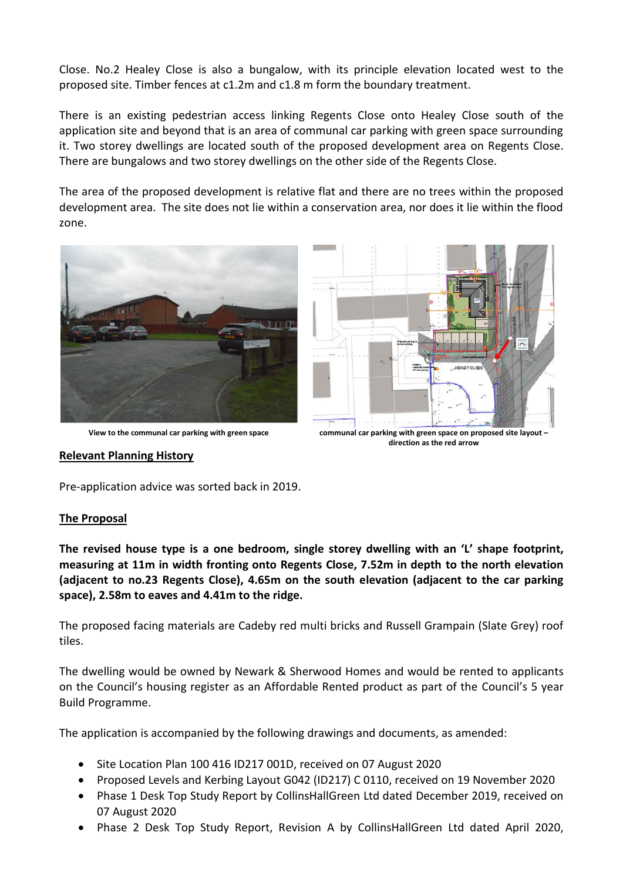Close. No.2 Healey Close is also a bungalow, with its principle elevation located west to the proposed site. Timber fences at c1.2m and c1.8 m form the boundary treatment.

There is an existing pedestrian access linking Regents Close onto Healey Close south of the application site and beyond that is an area of communal car parking with green space surrounding it. Two storey dwellings are located south of the proposed development area on Regents Close. There are bungalows and two storey dwellings on the other side of the Regents Close.

The area of the proposed development is relative flat and there are no trees within the proposed development area. The site does not lie within a conservation area, nor does it lie within the flood zone.

**View to the communal car parking with green space**

**communal car parking with green space on proposed site layout – direction as the red arrow**

## Relevant Planning History

Pre-application advice was sorted back in 2019.

## The Proposal

**The revised house type is a one bedroom, single storey dwelling with an 'L' shape footprint, measuring at 11m in width fronting onto Regents Close, 7.52m in depth to the north elevation (adjacent to no.23 Regents Close), 4.65m on the south elevation (adjacent to the car parking space), 2.58m to eaves and 4.41m to the ridge.**

The proposed facing materials are Cadeby red multi bricks and Russell Grampain (Slate Grey) roof tiles.

The dwelling would be owned by Newark & Sherwood Homes and would be rented to applicants on the Council's housing register as an Affordable Rented product as part of the Council's 5 year Build Programme.

The application is accompanied by the following drawings and documents, as amended:

- Site Location Plan 100 416 ID217 001D, received on 07 August 2020
- Proposed Levels and Kerbing Layout G042 (ID217) C 0110, received on 19 November 2020
- Phase 1 Desk Top Study Report by CollinsHallGreen Ltd dated December 2019, received on 07 August 2020
- Phase 2 Desk Top Study Report, Revision A by CollinsHallGreen Ltd dated April 2020,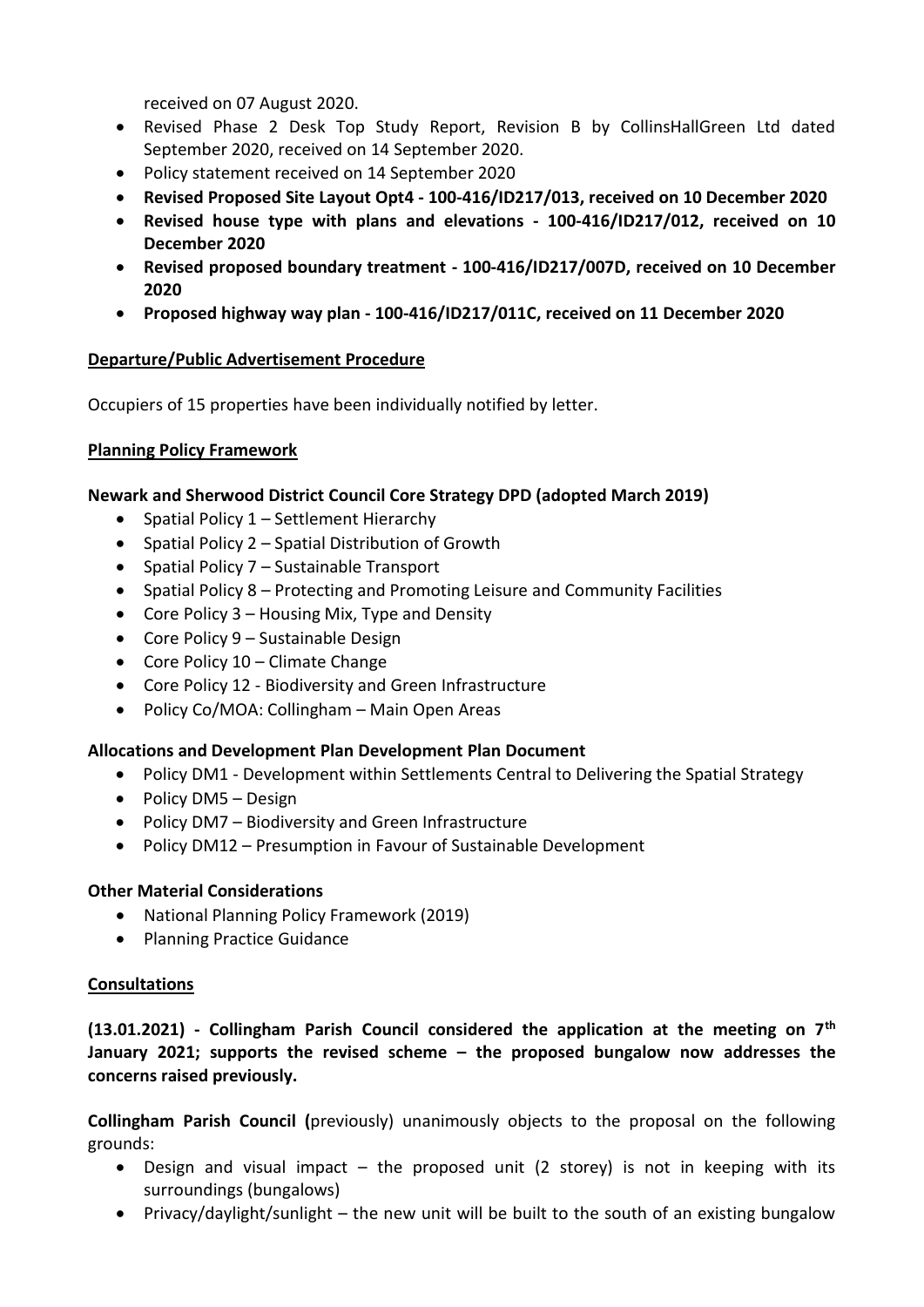received on 07 August 2020.

- Revised Phase 2 Desk Top Study Report, Revision B by CollinsHallGreen Ltd dated September 2020, received on 14 September 2020.
- Policy statement received on 14 September 2020
- **Revised Proposed Site Layout Opt4 - 100-416/ID217/013, received on 10 December 2020**
- **Revised house type with plans and elevations - 100-416/ID217/012, received on 10 December 2020**
- **Revised proposed boundary treatment - 100-416/ID217/007D, received on 10 December 2020**
- **Proposed highway way plan - 100-416/ID217/011C, received on 11 December 2020**

**Departure/Public Advertisement Procedure**

Occupiers of 15 properties have been individually notified by letter.

**Planning Policy Framework**

**Newark and Sherwood District Council Core Strategy DPD (adopted March 2019)**

- Spatial Policy 1 – Settlement Hierarchy
- Spatial Policy 2 – Spatial Distribution of Growth
- Spatial Policy 7 – Sustainable Transport
- Spatial Policy 8 – Protecting and Promoting Leisure and Community Facilities
- Core Policy 3 – Housing Mix, Type and Density
- Core Policy 9 – Sustainable Design
- Core Policy 10 – Climate Change
- Core Policy 12 - Biodiversity and Green Infrastructure
- Policy Co/MOA: Collingham – Main Open Areas

**Allocations and Development Plan Development Plan Document**

- Policy DM1 - Development within Settlements Central to Delivering the Spatial Strategy
- Policy DM5 – Design
- Policy DM7 – Biodiversity and Green Infrastructure
- Policy DM12 – Presumption in Favour of Sustainable Development

**Other Material Considerations**

- National Planning Policy Framework (2019)
- Planning Practice Guidance

**Consultations**

**(13.01.2021) - Collingham Parish Council considered the application at the meeting on 7th January 2021; supports the revised scheme – the proposed bungalow now addresses the concerns raised previously.**

**Collingham Parish Council (**previously) unanimously objects to the proposal on the following grounds:

- Design and visual impact – the proposed unit (2 storey) is not in keeping with its surroundings (bungalows)
- Privacy/daylight/sunlight – the new unit will be built to the south of an existing bungalow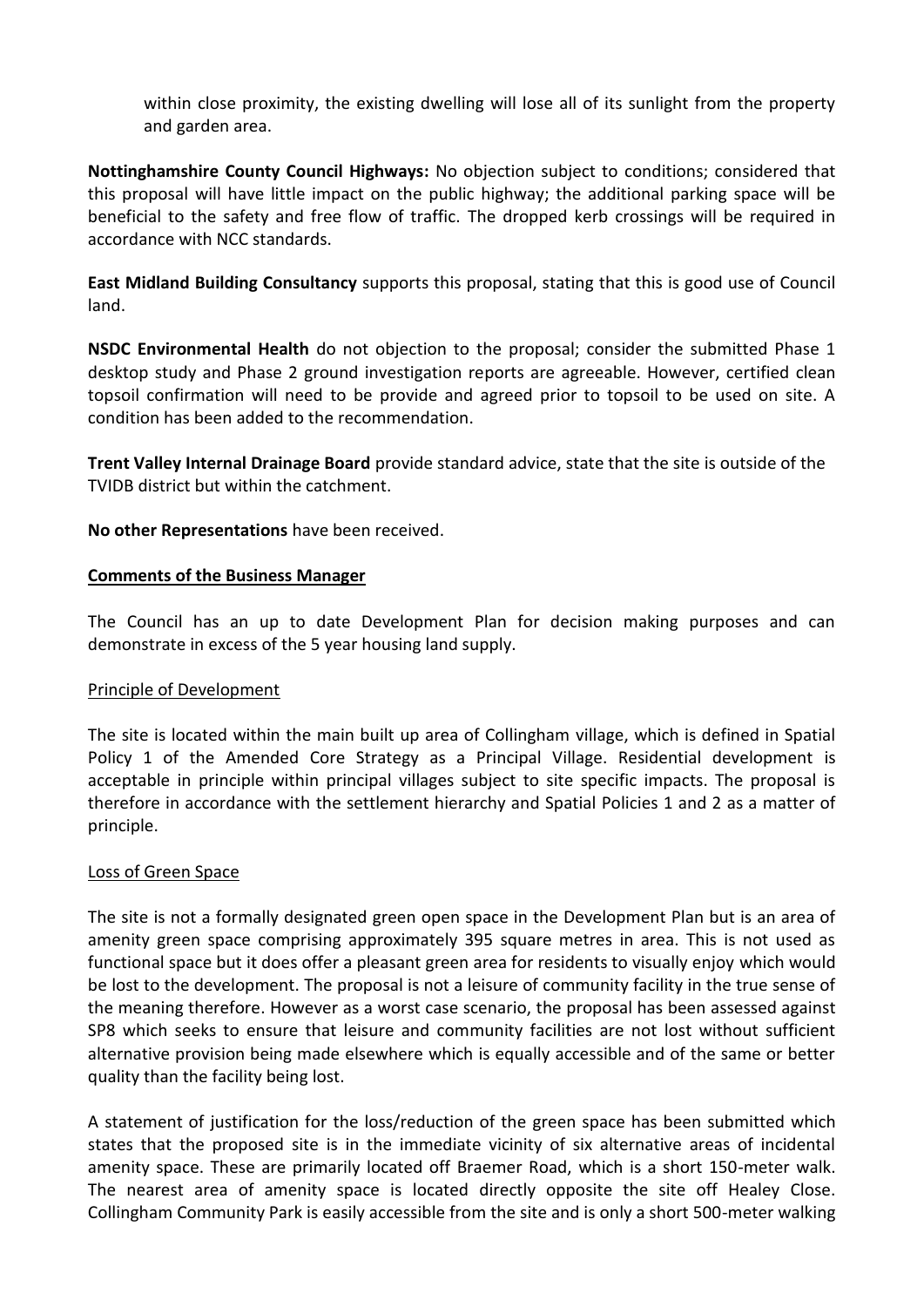within close proximity, the existing dwelling will lose all of its sunlight from the property and garden area.

**Nottinghamshire County Council Highways:** No objection subject to conditions; considered that this proposal will have little impact on the public highway; the additional parking space will be beneficial to the safety and free flow of traffic. The dropped kerb crossings will be required in accordance with NCC standards.

**East Midland Building Consultancy** supports this proposal, stating that this is good use of Council land.

**NSDC Environmental Health** do not objection to the proposal; consider the submitted Phase 1 desktop study and Phase 2 ground investigation reports are agreeable. However, certified clean topsoil confirmation will need to be provide and agreed prior to topsoil to be used on site. A condition has been added to the recommendation.

**Trent Valley Internal Drainage Board** provide standard advice, state that the site is outside of the TVIDB district but within the catchment.

**No other Representations** have been received.

## Comments of the Business Manager

The Council has an up to date Development Plan for decision making purposes and can demonstrate in excess of the 5 year housing land supply.

### Principle of Development

The site is located within the main built up area of Collingham village, which is defined in Spatial Policy 1 of the Amended Core Strategy as a Principal Village. Residential development is acceptable in principle within principal villages subject to site specific impacts. The proposal is therefore in accordance with the settlement hierarchy and Spatial Policies 1 and 2 as a matter of principle.

### Loss of Green Space

The site is not a formally designated green open space in the Development Plan but is an area of amenity green space comprising approximately 395 square metres in area. This is not used as functional space but it does offer a pleasant green area for residents to visually enjoy which would be lost to the development. The proposal is not a leisure of community facility in the true sense of the meaning therefore. However as a worst case scenario, the proposal has been assessed against SP8 which seeks to ensure that leisure and community facilities are not lost without sufficient alternative provision being made elsewhere which is equally accessible and of the same or better quality than the facility being lost.

A statement of justification for the loss/reduction of the green space has been submitted which states that the proposed site is in the immediate vicinity of six alternative areas of incidental amenity space. These are primarily located off Braemer Road, which is a short 150-meter walk. The nearest area of amenity space is located directly opposite the site off Healey Close. Collingham Community Park is easily accessible from the site and is only a short 500-meter walking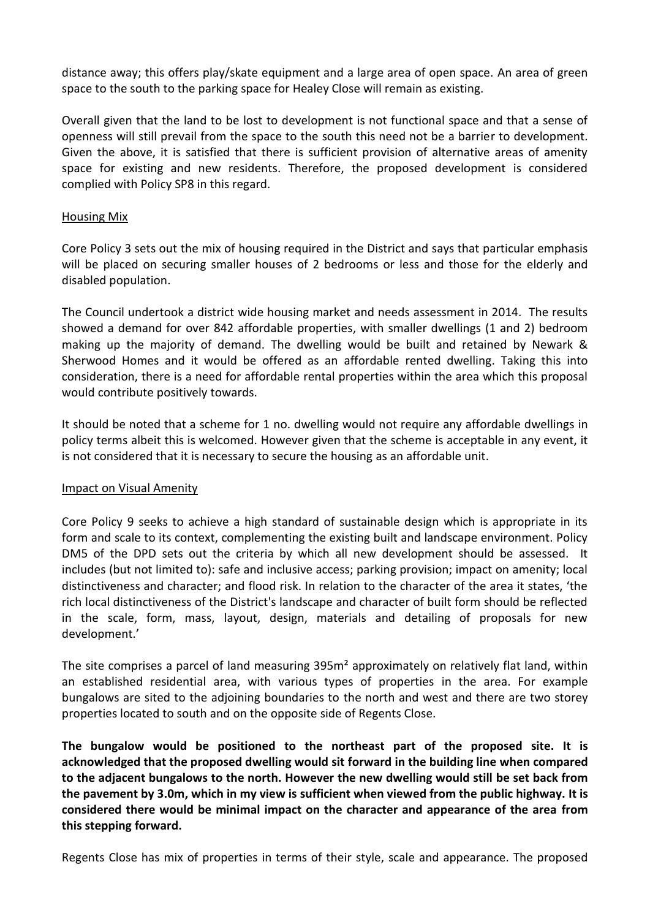distance away; this offers play/skate equipment and a large area of open space. An area of green space to the south to the parking space for Healey Close will remain as existing.

Overall given that the land to be lost to development is not functional space and that a sense of openness will still prevail from the space to the south this need not be a barrier to development. Given the above, it is satisfied that there is sufficient provision of alternative areas of amenity space for existing and new residents. Therefore, the proposed development is considered complied with Policy SP8 in this regard.

Housing Mix

Core Policy 3 sets out the mix of housing required in the District and says that particular emphasis will be placed on securing smaller houses of 2 bedrooms or less and those for the elderly and disabled population.

The Council undertook a district wide housing market and needs assessment in 2014. The results showed a demand for over 842 affordable properties, with smaller dwellings (1 and 2) bedroom making up the majority of demand. The dwelling would be built and retained by Newark & Sherwood Homes and it would be offered as an affordable rented dwelling. Taking this into consideration, there is a need for affordable rental properties within the area which this proposal would contribute positively towards.

It should be noted that a scheme for 1 no. dwelling would not require any affordable dwellings in policy terms albeit this is welcomed. However given that the scheme is acceptable in any event, it is not considered that it is necessary to secure the housing as an affordable unit.

Impact on Visual Amenity

Core Policy 9 seeks to achieve a high standard of sustainable design which is appropriate in its form and scale to its context, complementing the existing built and landscape environment. Policy DM5 of the DPD sets out the criteria by which all new development should be assessed. It includes (but not limited to): safe and inclusive access; parking provision; impact on amenity; local distinctiveness and character; and flood risk. In relation to the character of the area it states, 'the rich local distinctiveness of the District's landscape and character of built form should be reflected in the scale, form, mass, layout, design, materials and detailing of proposals for new development.'

The site comprises a parcel of land measuring 395m² approximately on relatively flat land, within an established residential area, with various types of properties in the area. For example bungalows are sited to the adjoining boundaries to the north and west and there are two storey properties located to south and on the opposite side of Regents Close.

**The bungalow would be positioned to the northeast part of the proposed site. It is acknowledged that the proposed dwelling would sit forward in the building line when compared to the adjacent bungalows to the north. However the new dwelling would still be set back from the pavement by 3.0m, which in my view is sufficient when viewed from the public highway. It is considered there would be minimal impact on the character and appearance of the area from this stepping forward.**

Regents Close has mix of properties in terms of their style, scale and appearance. The proposed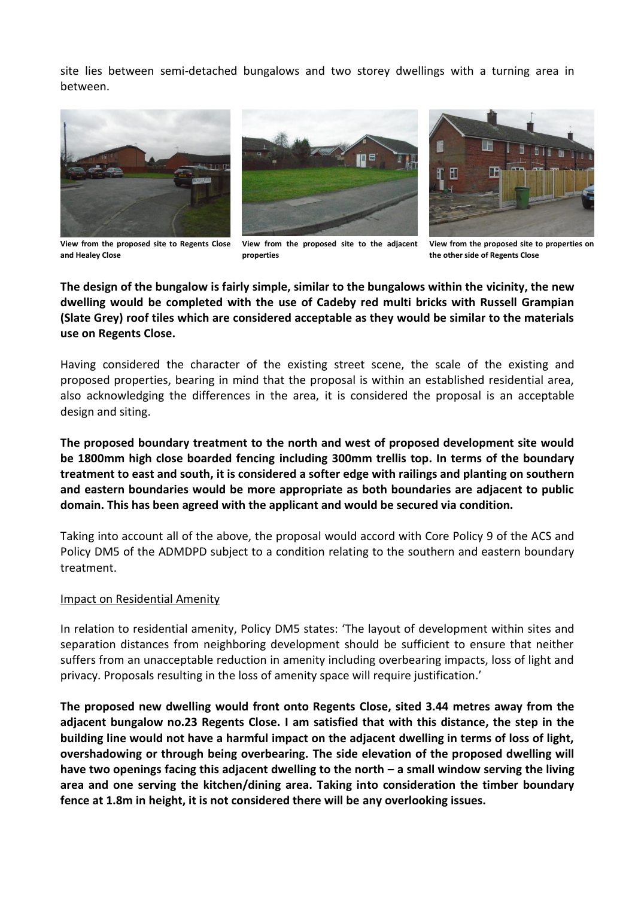site lies between semi-detached bungalows and two storey dwellings with a turning area in between.

**View from the proposed site to Regents Close and Healey Close**

**View from the proposed site to the adjacent properties**

**View from the proposed site to properties on the other side of Regents Close**

**The design of the bungalow is fairly simple, similar to the bungalows within the vicinity, the new dwelling would be completed with the use of Cadeby red multi bricks with Russell Grampian (Slate Grey) roof tiles which are considered acceptable as they would be similar to the materials use on Regents Close.**

Having considered the character of the existing street scene, the scale of the existing and proposed properties, bearing in mind that the proposal is within an established residential area, also acknowledging the differences in the area, it is considered the proposal is an acceptable design and siting.

**The proposed boundary treatment to the north and west of proposed development site would be 1800mm high close boarded fencing including 300mm trellis top. In terms of the boundary treatment to east and south, it is considered a softer edge with railings and planting on southern and eastern boundaries would be more appropriate as both boundaries are adjacent to public domain. This has been agreed with the applicant and would be secured via condition.**

Taking into account all of the above, the proposal would accord with Core Policy 9 of the ACS and Policy DM5 of the ADMDPD subject to a condition relating to the southern and eastern boundary treatment.

Impact on Residential Amenity

In relation to residential amenity, Policy DM5 states: 'The layout of development within sites and separation distances from neighboring development should be sufficient to ensure that neither suffers from an unacceptable reduction in amenity including overbearing impacts, loss of light and privacy. Proposals resulting in the loss of amenity space will require justification.'

**The proposed new dwelling would front onto Regents Close, sited 3.44 metres away from the adjacent bungalow no.23 Regents Close. I am satisfied that with this distance, the step in the building line would not have a harmful impact on the adjacent dwelling in terms of loss of light, overshadowing or through being overbearing. The side elevation of the proposed dwelling will have two openings facing this adjacent dwelling to the north – a small window serving the living area and one serving the kitchen/dining area. Taking into consideration the timber boundary fence at 1.8m in height, it is not considered there will be any overlooking issues.**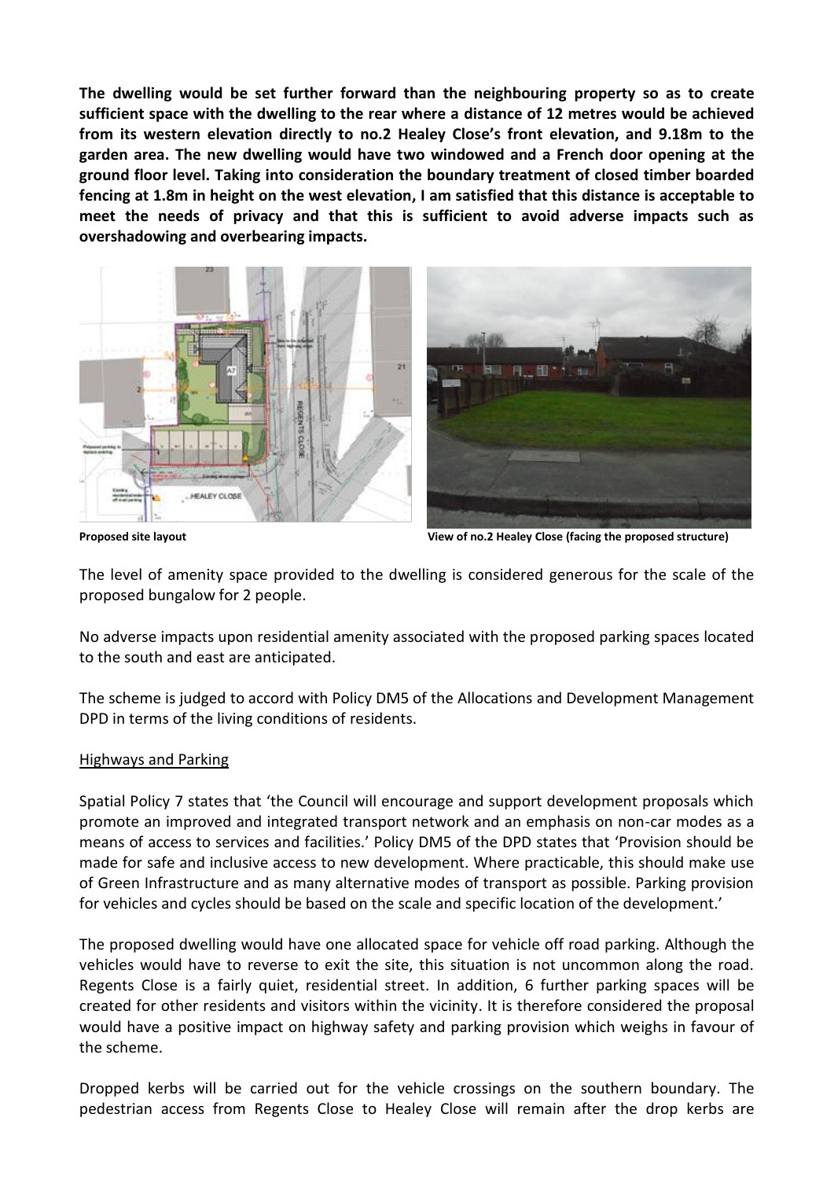**The dwelling would be set further forward than the neighbouring property so as to create sufficient space with the dwelling to the rear where a distance of 12 metres would be achieved from its western elevation directly to no.2 Healey Close's front elevation, and 9.18m to the garden area. The new dwelling would have two windowed and a French door opening at the ground floor level. Taking into consideration the boundary treatment of closed timber boarded fencing at 1.8m in height on the west elevation, I am satisfied that this distance is acceptable to meet the needs of privacy and that this is sufficient to avoid adverse impacts such as overshadowing and overbearing impacts.**

**Proposed site layout** **View of no.2 Healey Close (facing the proposed structure)**

The level of amenity space provided to the dwelling is considered generous for the scale of the proposed bungalow for 2 people.

No adverse impacts upon residential amenity associated with the proposed parking spaces located to the south and east are anticipated.

The scheme is judged to accord with Policy DM5 of the Allocations and Development Management DPD in terms of the living conditions of residents.

## Highways and Parking

Spatial Policy 7 states that 'the Council will encourage and support development proposals which promote an improved and integrated transport network and an emphasis on non-car modes as a means of access to services and facilities.' Policy DM5 of the DPD states that 'Provision should be made for safe and inclusive access to new development. Where practicable, this should make use of Green Infrastructure and as many alternative modes of transport as possible. Parking provision for vehicles and cycles should be based on the scale and specific location of the development.'

The proposed dwelling would have one allocated space for vehicle off road parking. Although the vehicles would have to reverse to exit the site, this situation is not uncommon along the road. Regents Close is a fairly quiet, residential street. In addition, 6 further parking spaces will be created for other residents and visitors within the vicinity. It is therefore considered the proposal would have a positive impact on highway safety and parking provision which weighs in favour of the scheme.

Dropped kerbs will be carried out for the vehicle crossings on the southern boundary. The pedestrian access from Regents Close to Healey Close will remain after the drop kerbs are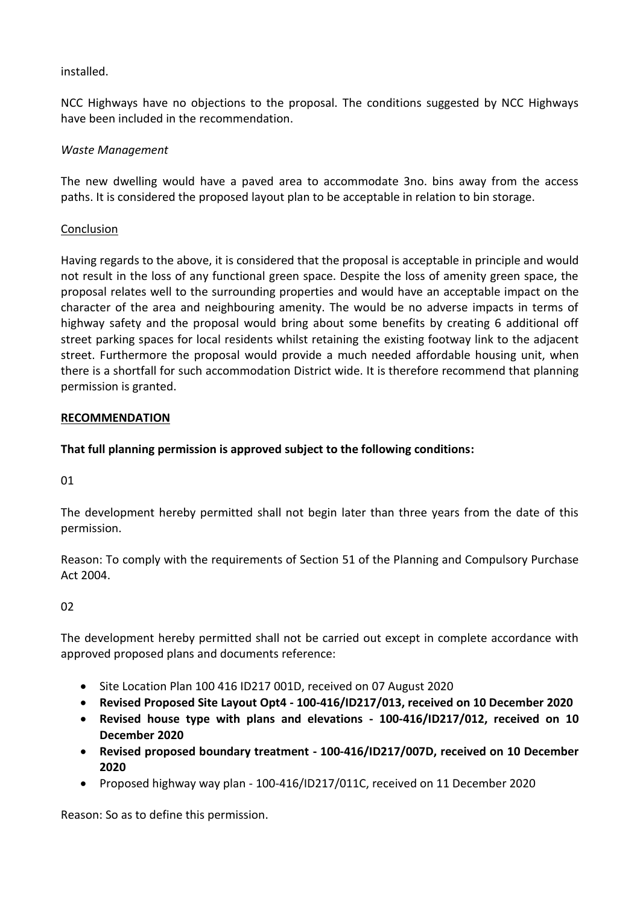installed.

NCC Highways have no objections to the proposal. The conditions suggested by NCC Highways have been included in the recommendation.

*Waste Management*

The new dwelling would have a paved area to accommodate 3no. bins away from the access paths. It is considered the proposed layout plan to be acceptable in relation to bin storage.

Conclusion

Having regards to the above, it is considered that the proposal is acceptable in principle and would not result in the loss of any functional green space. Despite the loss of amenity green space, the proposal relates well to the surrounding properties and would have an acceptable impact on the character of the area and neighbouring amenity. The would be no adverse impacts in terms of highway safety and the proposal would bring about some benefits by creating 6 additional off street parking spaces for local residents whilst retaining the existing footway link to the adjacent street. Furthermore the proposal would provide a much needed affordable housing unit, when there is a shortfall for such accommodation District wide. It is therefore recommend that planning permission is granted.

**RECOMMENDATION**

**That full planning permission is approved subject to the following conditions:**

01

The development hereby permitted shall not begin later than three years from the date of this permission.

Reason: To comply with the requirements of Section 51 of the Planning and Compulsory Purchase Act 2004.

02

The development hereby permitted shall not be carried out except in complete accordance with approved proposed plans and documents reference:

- Site Location Plan 100 416 ID217 001D, received on 07 August 2020
- **Revised Proposed Site Layout Opt4 - 100-416/ID217/013, received on 10 December 2020**
- **Revised house type with plans and elevations - 100-416/ID217/012, received on 10 December 2020**
- **Revised proposed boundary treatment - 100-416/ID217/007D, received on 10 December 2020**
- Proposed highway way plan - 100-416/ID217/011C, received on 11 December 2020

Reason: So as to define this permission.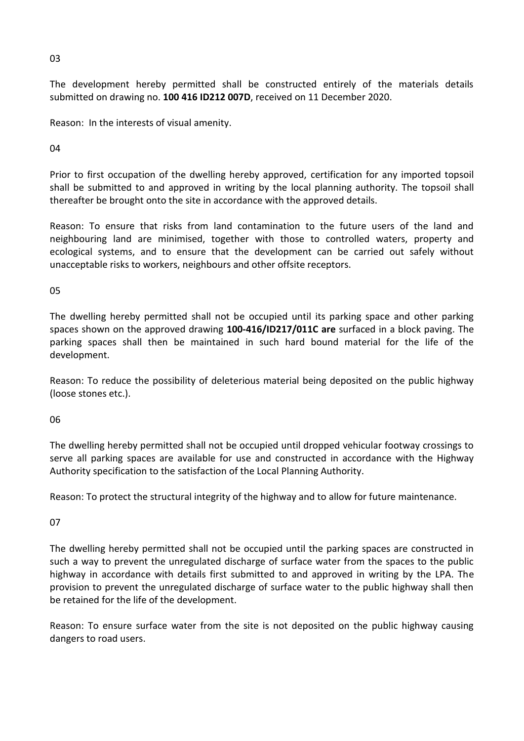03

The development hereby permitted shall be constructed entirely of the materials details submitted on drawing no. **100 416 ID212 007D**, received on 11 December 2020.

Reason: In the interests of visual amenity.

04

Prior to first occupation of the dwelling hereby approved, certification for any imported topsoil shall be submitted to and approved in writing by the local planning authority. The topsoil shall thereafter be brought onto the site in accordance with the approved details.

Reason: To ensure that risks from land contamination to the future users of the land and neighbouring land are minimised, together with those to controlled waters, property and ecological systems, and to ensure that the development can be carried out safely without unacceptable risks to workers, neighbours and other offsite receptors.

05

The dwelling hereby permitted shall not be occupied until its parking space and other parking spaces shown on the approved drawing **100-416/ID217/011C are** surfaced in a block paving. The parking spaces shall then be maintained in such hard bound material for the life of the development.

Reason: To reduce the possibility of deleterious material being deposited on the public highway (loose stones etc.).

06

The dwelling hereby permitted shall not be occupied until dropped vehicular footway crossings to serve all parking spaces are available for use and constructed in accordance with the Highway Authority specification to the satisfaction of the Local Planning Authority.

Reason: To protect the structural integrity of the highway and to allow for future maintenance.

07

The dwelling hereby permitted shall not be occupied until the parking spaces are constructed in such a way to prevent the unregulated discharge of surface water from the spaces to the public highway in accordance with details first submitted to and approved in writing by the LPA. The provision to prevent the unregulated discharge of surface water to the public highway shall then be retained for the life of the development.

Reason: To ensure surface water from the site is not deposited on the public highway causing dangers to road users.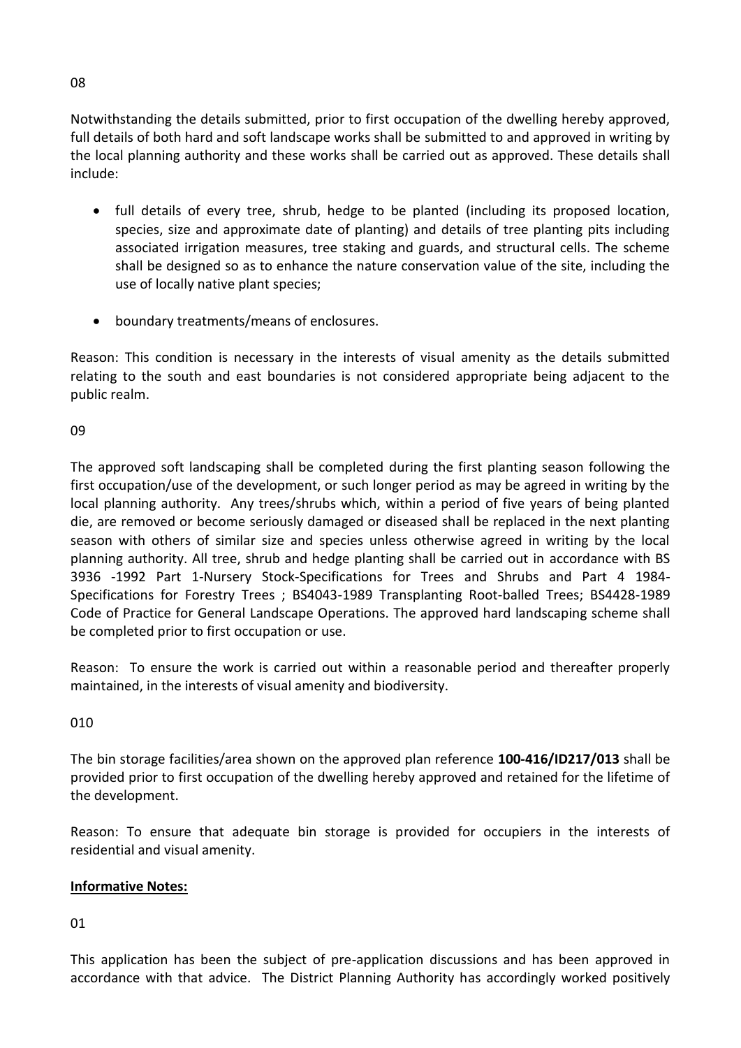08

Notwithstanding the details submitted, prior to first occupation of the dwelling hereby approved, full details of both hard and soft landscape works shall be submitted to and approved in writing by the local planning authority and these works shall be carried out as approved. These details shall include:

- full details of every tree, shrub, hedge to be planted (including its proposed location, species, size and approximate date of planting) and details of tree planting pits including associated irrigation measures, tree staking and guards, and structural cells. The scheme shall be designed so as to enhance the nature conservation value of the site, including the use of locally native plant species;

- boundary treatments/means of enclosures.

Reason: This condition is necessary in the interests of visual amenity as the details submitted relating to the south and east boundaries is not considered appropriate being adjacent to the public realm.

09

The approved soft landscaping shall be completed during the first planting season following the first occupation/use of the development, or such longer period as may be agreed in writing by the local planning authority. Any trees/shrubs which, within a period of five years of being planted die, are removed or become seriously damaged or diseased shall be replaced in the next planting season with others of similar size and species unless otherwise agreed in writing by the local planning authority. All tree, shrub and hedge planting shall be carried out in accordance with BS 3936 -1992 Part 1-Nursery Stock-Specifications for Trees and Shrubs and Part 4 1984-Specifications for Forestry Trees ; BS4043-1989 Transplanting Root-balled Trees; BS4428-1989 Code of Practice for General Landscape Operations. The approved hard landscaping scheme shall be completed prior to first occupation or use.

Reason: To ensure the work is carried out within a reasonable period and thereafter properly maintained, in the interests of visual amenity and biodiversity.

010

The bin storage facilities/area shown on the approved plan reference **100-416/ID217/013** shall be provided prior to first occupation of the dwelling hereby approved and retained for the lifetime of the development.

Reason: To ensure that adequate bin storage is provided for occupiers in the interests of residential and visual amenity.

**Informative Notes:**

01

This application has been the subject of pre-application discussions and has been approved in accordance with that advice. The District Planning Authority has accordingly worked positively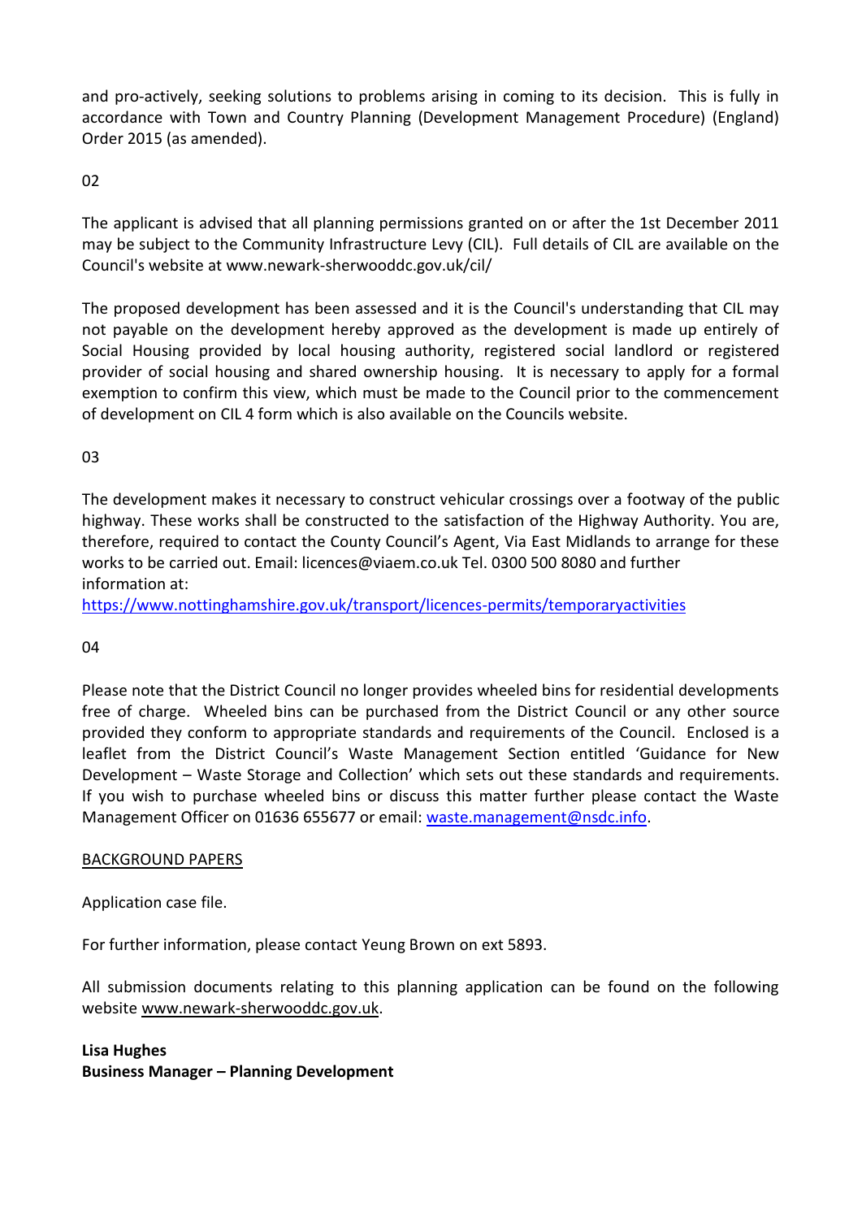and pro-actively, seeking solutions to problems arising in coming to its decision. This is fully in accordance with Town and Country Planning (Development Management Procedure) (England) Order 2015 (as amended).

02

The applicant is advised that all planning permissions granted on or after the 1st December 2011 may be subject to the Community Infrastructure Levy (CIL). Full details of CIL are available on the Council's website at www.newark-sherwooddc.gov.uk/cil/

The proposed development has been assessed and it is the Council's understanding that CIL may not payable on the development hereby approved as the development is made up entirely of Social Housing provided by local housing authority, registered social landlord or registered provider of social housing and shared ownership housing. It is necessary to apply for a formal exemption to confirm this view, which must be made to the Council prior to the commencement of development on CIL 4 form which is also available on the Councils website.

03

The development makes it necessary to construct vehicular crossings over a footway of the public highway. These works shall be constructed to the satisfaction of the Highway Authority. You are, therefore, required to contact the County Council's Agent, Via East Midlands to arrange for these works to be carried out. Email: licences@viaem.co.uk Tel. 0300 500 8080 and further information at:
https://www.nottinghamshire.gov.uk/transport/licences-permits/temporaryactivities

04

Please note that the District Council no longer provides wheeled bins for residential developments free of charge. Wheeled bins can be purchased from the District Council or any other source provided they conform to appropriate standards and requirements of the Council. Enclosed is a leaflet from the District Council's Waste Management Section entitled 'Guidance for New Development – Waste Storage and Collection' which sets out these standards and requirements. If you wish to purchase wheeled bins or discuss this matter further please contact the Waste Management Officer on 01636 655677 or email: waste.management@nsdc.info.

BACKGROUND PAPERS

Application case file.

For further information, please contact Yeung Brown on ext 5893.

All submission documents relating to this planning application can be found on the following website www.newark-sherwooddc.gov.uk.

**Lisa Hughes**
**Business Manager – Planning Development**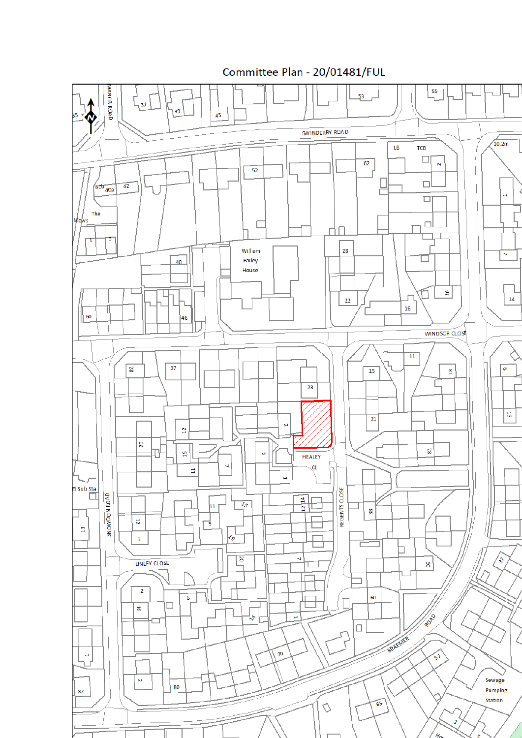# Committee Plan - 20/01481/FUL

MANOR ROAD

SWINDERBY ROAD

LB

TCB

10.2m

William Bailey House

The Mews

WINDSOR CLOSE

HEALEY CL

REGENTS CLOSE

SNOWDON ROAD

El Sub Sta

LINLEY CLOSE

BRAEMER ROAD

Sewage Pumping Station